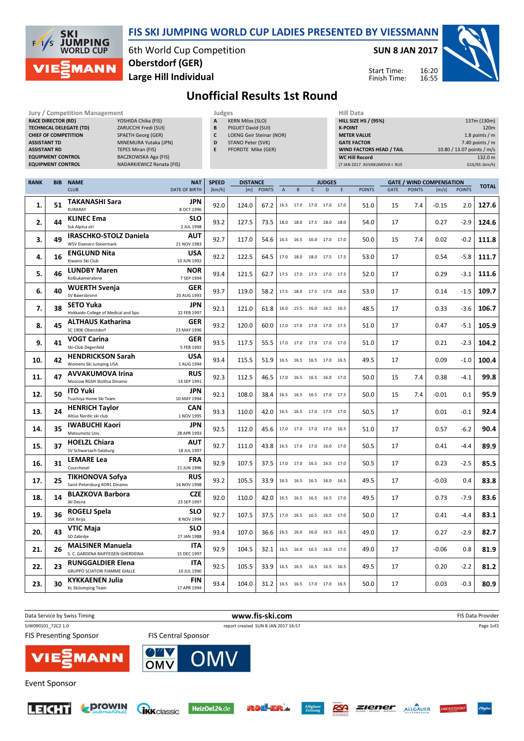# FIS SKI JUMPING WORLD CUP LADIES PRESENTED BY VIESSMANN

6th World Cup Competition
**Oberstdorf (GER)**
**Large Hill Individual**

**SUN 8 JAN 2017**

Start Time: 16:20
Finish Time: 16:55

## Unofficial Results 1st Round

| Jury / Competition Management | |
|---|---|
| RACE DIRECTOR (RD) | YOSHIDA Chika (FIS) |
| TECHNICAL DELEGATE (TD) | ZARUCCHI Fredi (SUI) |
| CHIEF OF COMPETITION | SPAETH Georg (GER) |
| ASSISTANT TD | MINEMURA Yutaka (JPN) |
| ASSISTANT RD | TEPES Miran (FIS) |
| EQUIPMENT CONTROL | BACZKOWSKA Aga (FIS) |
| EQUIPMENT CONTROL | NADARKIEWICZ Renata (FIS) |

| Judges | |
|---|---|
| A | KERN Milos (SLO) |
| B | PIGUET David (SUI) |
| C | LOENG Geir Steinar (NOR) |
| D | STANO Peter (SVK) |
| E | PFORDTE Mike (GER) |

| Hill Data | |
|---|---|
| HILL SIZE HS / (95%) | 137m (130m) |
| K-POINT | 120m |
| METER VALUE | 1.8 points / m |
| GATE FACTOR | 7.40 points / m |
| WIND FACTORS HEAD / TAIL | 10.80 / 13.07 points / m/s |
| WC Hill Record | 132.0 m |
| (7 JAN 2017 AVVAKUMOVA I. RUS | G16/93.1km/h) |

| RANK | BIB | NAME / CLUB | NAT / DATE OF BIRTH | SPEED [km/h] | DISTANCE [m] | DISTANCE POINTS | A | B | C | D | E | JUDGES POINTS | GATE | GATE POINTS | WIND [m/s] | WIND POINTS | TOTAL |
|---|---|---|---|---|---|---|---|---|---|---|---|---|---|---|---|---|---|
| 1. | 51 | **TAKANASHI Sara** KURARAY | JPN 8 OCT 1996 | 92.0 | 124.0 | 67.2 | 16.5 | 17.0 | 17.0 | 17.0 | 17.0 | 51.0 | 15 | 7.4 | -0.15 | 2.0 | 127.6 |
| 2. | 44 | **KLINEC Ema** Ssk Alpina ziri | SLO 2 JUL 1998 | 93.2 | 127.5 | 73.5 | 18.0 | 18.0 | 17.5 | 18.0 | 18.0 | 54.0 | 17 | | 0.27 | -2.9 | 124.6 |
| 3. | 49 | **IRASCHKO-STOLZ Daniela** WSV Eisenerz-Steiermark | AUT 21 NOV 1983 | 92.7 | 117.0 | 54.6 | 16.5 | 16.5 | 16.0 | 17.0 | 17.0 | 50.0 | 15 | 7.4 | 0.02 | -0.2 | 111.8 |
| 4. | 16 | **ENGLUND Nita** Kiwanis Ski Club | USA 10 JUN 1992 | 92.2 | 122.5 | 64.5 | 17.0 | 18.0 | 18.0 | 17.5 | 17.5 | 53.0 | 17 | | 0.54 | -5.8 | 111.7 |
| 5. | 46 | **LUNDBY Maren** Kolbukameratene | NOR 7 SEP 1994 | 93.4 | 121.5 | 62.7 | 17.5 | 17.0 | 17.5 | 17.0 | 17.5 | 52.0 | 17 | | 0.29 | -3.1 | 111.6 |
| 6. | 40 | **WUERTH Svenja** SV Baiersbronn | GER 20 AUG 1993 | 93.7 | 119.0 | 58.2 | 17.5 | 18.0 | 17.5 | 17.0 | 18.0 | 53.0 | 17 | | 0.14 | -1.5 | 109.7 |
| 7. | 38 | **SETO Yuka** Hokkaido College of Medical and Spo | JPN 22 FEB 1997 | 92.1 | 121.0 | 61.8 | 16.0 | 15.5 | 16.0 | 16.5 | 16.5 | 48.5 | 17 | | 0.33 | -3.6 | 106.7 |
| 8. | 45 | **ALTHAUS Katharina** SC 1906 Oberstdorf | GER 23 MAY 1996 | 93.2 | 120.0 | 60.0 | 17.0 | 17.0 | 17.0 | 17.0 | 17.5 | 51.0 | 17 | | 0.47 | -5.1 | 105.9 |
| 9. | 41 | **VOGT Carina** Ski-Club Degenfeld | GER 5 FEB 1992 | 93.5 | 117.5 | 55.5 | 17.0 | 17.0 | 17.0 | 17.0 | 17.0 | 51.0 | 17 | | 0.21 | -2.3 | 104.2 |
| 10. | 42 | **HENDRICKSON Sarah** Womens Ski Jumping USA | USA 1 AUG 1994 | 93.4 | 115.5 | 51.9 | 16.5 | 16.5 | 16.5 | 17.0 | 16.5 | 49.5 | 17 | | 0.09 | -1.0 | 100.4 |
| 11. | 47 | **AVVAKUMOVA Irina** Moscow RGSH Stolitsa Dinamo | RUS 14 SEP 1991 | 92.3 | 112.5 | 46.5 | 17.0 | 16.5 | 16.5 | 16.0 | 17.0 | 50.0 | 15 | 7.4 | 0.38 | -4.1 | 99.8 |
| 12. | 50 | **ITO Yuki** Tsuchiya Home Ski Team | JPN 10 MAY 1994 | 92.1 | 108.0 | 38.4 | 16.5 | 16.5 | 16.5 | 17.0 | 17.5 | 50.0 | 15 | 7.4 | -0.01 | 0.1 | 95.9 |
| 13. | 24 | **HENRICH Taylor** Altius Nordic ski club | CAN 1 NOV 1995 | 93.3 | 110.0 | 42.0 | 16.5 | 16.5 | 17.0 | 17.0 | 17.0 | 50.5 | 17 | | 0.01 | -0.1 | 92.4 |
| 14. | 35 | **IWABUCHI Kaori** Matsumoto Unv. | JPN 28 APR 1993 | 92.5 | 112.0 | 45.6 | 17.0 | 17.0 | 17.0 | 17.0 | 16.5 | 51.0 | 17 | | 0.57 | -6.2 | 90.4 |
| 15. | 37 | **HOELZL Chiara** SV Schwarzach-Salzburg | AUT 18 JUL 1997 | 92.7 | 111.0 | 43.8 | 16.5 | 17.0 | 17.0 | 16.0 | 17.0 | 50.5 | 17 | | 0.41 | -4.4 | 89.9 |
| 16. | 31 | **LEMARE Lea** Courchevel | FRA 21 JUN 1996 | 92.9 | 107.5 | 37.5 | 17.0 | 17.0 | 16.5 | 16.5 | 17.0 | 50.5 | 17 | | 0.23 | -2.5 | 85.5 |
| 17. | 25 | **TIKHONOVA Sofya** Saint-Petersburg KOR1 Dinamo | RUS 16 NOV 1998 | 93.2 | 105.5 | 33.9 | 16.5 | 16.5 | 16.5 | 16.0 | 16.5 | 49.5 | 17 | | -0.03 | 0.4 | 83.8 |
| 18. | 14 | **BLAZKOVA Barbora** Jkl Desna | CZE 23 SEP 1997 | 92.0 | 110.0 | 42.0 | 16.5 | 16.5 | 16.5 | 16.5 | 17.0 | 49.5 | 17 | | 0.73 | -7.9 | 83.6 |
| 19. | 36 | **ROGELJ Spela** SSK Ilirija | SLO 8 NOV 1994 | 92.7 | 107.5 | 37.5 | 17.0 | 16.5 | 16.5 | 16.5 | 17.0 | 50.0 | 17 | | 0.41 | -4.4 | 83.1 |
| 20. | 43 | **VTIC Maja** SD Zabrdje | SLO 27 JAN 1988 | 93.4 | 107.0 | 36.6 | 16.5 | 16.0 | 16.0 | 16.5 | 16.5 | 49.0 | 17 | | 0.27 | -2.9 | 82.7 |
| 21. | 26 | **MALSINER Manuela** S. C. GARDENA RAIFFEISEN GHERDEINA | ITA 15 DEC 1997 | 92.9 | 104.5 | 32.1 | 16.5 | 16.0 | 16.5 | 16.0 | 17.0 | 49.0 | 17 | | -0.06 | 0.8 | 81.9 |
| 22. | 23 | **RUNGGALDIER Elena** GRUPPO SCIATORI FIAMME GIALLE | ITA 10 JUL 1990 | 92.5 | 105.5 | 33.9 | 16.5 | 16.5 | 16.5 | 16.5 | 16.5 | 49.5 | 17 | | 0.20 | -2.2 | 81.2 |
| 23. | 30 | **KYKKAENEN Julia** KL SkiJumping Team | FIN 17 APR 1994 | 93.4 | 104.0 | 31.2 | 16.5 | 16.5 | 17.0 | 17.0 | 16.5 | 50.0 | 17 | | 0.03 | -0.3 | 80.9 |

Data Service by Swiss Timing — www.fis-ski.com — FIS Data Provider

SJW090101_72C2 1.0 — report created SUN 8 JAN 2017 16:57

FIS Presenting Sponsor — FIS Central Sponsor

Event Sponsor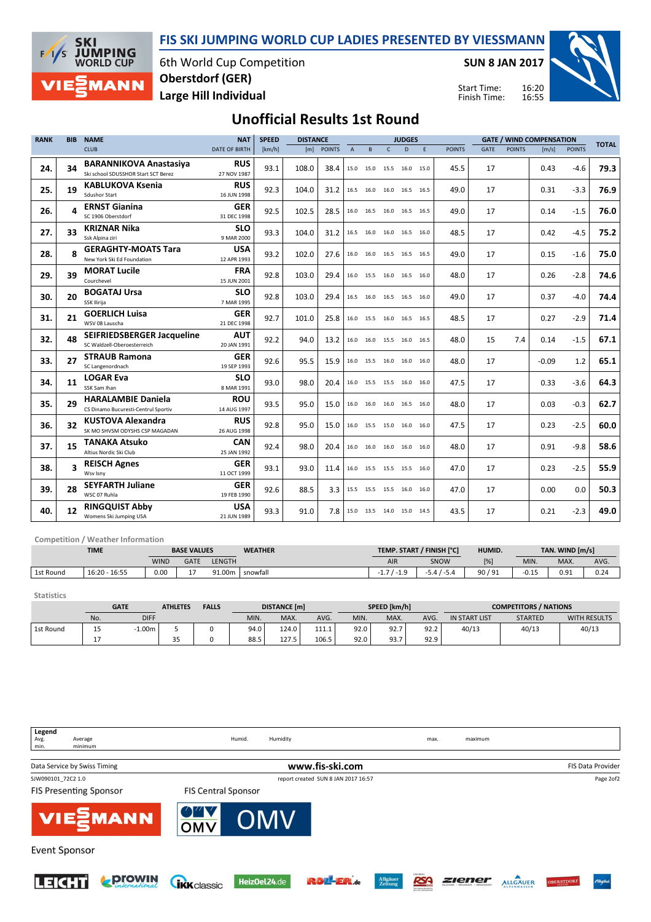# FIS SKI JUMPING WORLD CUP LADIES PRESENTED BY VIESSMANN

6th World Cup Competition
**Oberstdorf (GER)**
**Large Hill Individual**

**SUN 8 JAN 2017**

Start Time: 16:20
Finish Time: 16:55

## Unofficial Results 1st Round

| RANK | BIB | NAME / CLUB | NAT / DATE OF BIRTH | SPEED [km/h] | DISTANCE [m] | DISTANCE POINTS | A | B | C | D | E | JUDGES POINTS | GATE | GATE POINTS | WIND [m/s] | WIND POINTS | TOTAL |
|---|---|---|---|---|---|---|---|---|---|---|---|---|---|---|---|---|---|
| 24. | 34 | **BARANNIKOVA Anastasiya** Ski school SDUSSHOR Start SCT Berez | RUS 27 NOV 1987 | 93.1 | 108.0 | 38.4 | 15.0 | 15.0 | 15.5 | 16.0 | 15.0 | 45.5 | 17 | | 0.43 | -4.6 | 79.3 |
| 25. | 19 | **KABLUKOVA Ksenia** Sdushor Start | RUS 16 JUN 1998 | 92.3 | 104.0 | 31.2 | 16.5 | 16.0 | 16.0 | 16.5 | 16.5 | 49.0 | 17 | | 0.31 | -3.3 | 76.9 |
| 26. | 4 | **ERNST Gianina** SC 1906 Oberstdorf | GER 31 DEC 1998 | 92.5 | 102.5 | 28.5 | 16.0 | 16.5 | 16.0 | 16.5 | 16.5 | 49.0 | 17 | | 0.14 | -1.5 | 76.0 |
| 27. | 33 | **KRIZNAR Nika** Ssk Alpina ziri | SLO 9 MAR 2000 | 93.3 | 104.0 | 31.2 | 16.5 | 16.0 | 16.0 | 16.5 | 16.0 | 48.5 | 17 | | 0.42 | -4.5 | 75.2 |
| 28. | 8 | **GERAGHTY-MOATS Tara** New York Ski Ed Foundation | USA 12 APR 1993 | 93.2 | 102.0 | 27.6 | 16.0 | 16.0 | 16.5 | 16.5 | 16.5 | 49.0 | 17 | | 0.15 | -1.6 | 75.0 |
| 29. | 39 | **MORAT Lucile** Courchevel | FRA 15 JUN 2001 | 92.8 | 103.0 | 29.4 | 16.0 | 15.5 | 16.0 | 16.5 | 16.0 | 48.0 | 17 | | 0.26 | -2.8 | 74.6 |
| 30. | 20 | **BOGATAJ Ursa** SSK Ilirija | SLO 7 MAR 1995 | 92.8 | 103.0 | 29.4 | 16.5 | 16.0 | 16.5 | 16.5 | 16.0 | 49.0 | 17 | | 0.37 | -4.0 | 74.4 |
| 31. | 21 | **GOERLICH Luisa** WSV 08 Lauscha | GER 21 DEC 1998 | 92.7 | 101.0 | 25.8 | 16.0 | 15.5 | 16.0 | 16.5 | 16.5 | 48.5 | 17 | | 0.27 | -2.9 | 71.4 |
| 32. | 48 | **SEIFRIEDSBERGER Jacqueline** SC Waldzell-Oberoesterreich | AUT 20 JAN 1991 | 92.2 | 94.0 | 13.2 | 16.0 | 16.0 | 15.5 | 16.0 | 16.5 | 48.0 | 15 | 7.4 | 0.14 | -1.5 | 67.1 |
| 33. | 27 | **STRAUB Ramona** SC Langenordnach | GER 19 SEP 1993 | 92.6 | 95.5 | 15.9 | 16.0 | 15.5 | 16.0 | 16.0 | 16.0 | 48.0 | 17 | | -0.09 | 1.2 | 65.1 |
| 34. | 11 | **LOGAR Eva** SSK Sam Ihan | SLO 8 MAR 1991 | 93.0 | 98.0 | 20.4 | 16.0 | 15.5 | 15.5 | 16.0 | 16.0 | 47.5 | 17 | | 0.33 | -3.6 | 64.3 |
| 35. | 29 | **HARALAMBIE Daniela** CS Dinamo Bucuresti-Centrul Sportiv | ROU 14 AUG 1997 | 93.5 | 95.0 | 15.0 | 16.0 | 16.0 | 16.0 | 16.5 | 16.0 | 48.0 | 17 | | 0.03 | -0.3 | 62.7 |
| 36. | 32 | **KUSTOVA Alexandra** SK MO SHVSM ODYSHS CSP MAGADAN | RUS 26 AUG 1998 | 92.8 | 95.0 | 15.0 | 16.0 | 15.5 | 15.0 | 16.0 | 16.0 | 47.5 | 17 | | 0.23 | -2.5 | 60.0 |
| 37. | 15 | **TANAKA Atsuko** Altius Nordic Ski Club | CAN 25 JAN 1992 | 92.4 | 98.0 | 20.4 | 16.0 | 16.0 | 16.0 | 16.0 | 16.0 | 48.0 | 17 | | 0.91 | -9.8 | 58.6 |
| 38. | 3 | **REISCH Agnes** Wsv Isny | GER 11 OCT 1999 | 93.1 | 93.0 | 11.4 | 16.0 | 15.5 | 15.5 | 15.5 | 16.0 | 47.0 | 17 | | 0.23 | -2.5 | 55.9 |
| 39. | 28 | **SEYFARTH Juliane** WSC 07 Ruhla | GER 19 FEB 1990 | 92.6 | 88.5 | 3.3 | 15.5 | 15.5 | 15.5 | 16.0 | 16.0 | 47.0 | 17 | | 0.00 | 0.0 | 50.3 |
| 40. | 12 | **RINGQUIST Abby** Womens Ski Jumping USA | USA 21 JUN 1989 | 93.3 | 91.0 | 7.8 | 15.0 | 13.5 | 14.0 | 15.0 | 14.5 | 43.5 | 17 | | 0.21 | -2.3 | 49.0 |

### Competition / Weather Information

| | TIME | BASE VALUES WIND | GATE | LENGTH | WEATHER | TEMP. AIR [°C] | TEMP. SNOW [°C] | HUMID. [%] | TAN. WIND MIN. [m/s] | MAX. | AVG. |
|---|---|---|---|---|---|---|---|---|---|---|---|
| 1st Round | 16:20 - 16:55 | 0.00 | 17 | 91.00m | snowfall | -1.7 / -1.9 | -5.4 / -5.4 | 90 / 91 | -0.15 | 0.91 | 0.24 |

### Statistics

| | GATE No. | GATE DIFF | ATHLETES | FALLS | DISTANCE MIN. [m] | DISTANCE MAX. | DISTANCE AVG. | SPEED MIN. [km/h] | SPEED MAX. | SPEED AVG. | IN START LIST | STARTED | WITH RESULTS |
|---|---|---|---|---|---|---|---|---|---|---|---|---|---|
| 1st Round | 15 | -1.00m | 5 | 0 | 94.0 | 124.0 | 111.1 | 92.0 | 92.7 | 92.2 | 40/13 | 40/13 | 40/13 |
| | 17 | | 35 | 0 | 88.5 | 127.5 | 106.5 | 92.0 | 93.7 | 92.9 | | | |

**Legend**
Avg. Average
min. minimum
Humid. Humidity
max. maximum

Data Service by Swiss Timing — www.fis-ski.com — FIS Data Provider

SJW090101_72C2 1.0 — report created SUN 8 JAN 2017 16:57

FIS Presenting Sponsor — FIS Central Sponsor

Event Sponsor